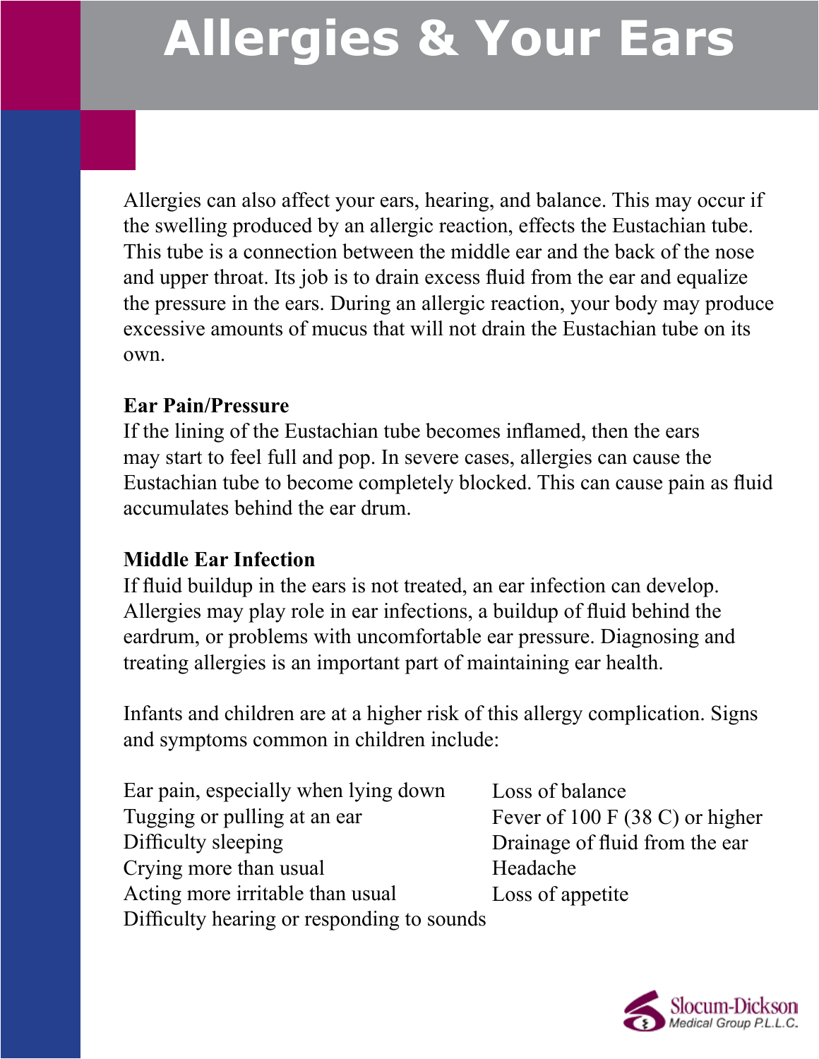# Allergies & Your Ears

Allergies can also affect your ears, hearing, and balance. This may occur if the swelling produced by an allergic reaction, effects the Eustachian tube. This tube is a connection between the middle ear and the back of the nose and upper throat. Its job is to drain excess fluid from the ear and equalize the pressure in the ears. During an allergic reaction, your body may produce excessive amounts of mucus that will not drain the Eustachian tube on its own.

**Ear Pain/Pressure**
If the lining of the Eustachian tube becomes inflamed, then the ears may start to feel full and pop. In severe cases, allergies can cause the Eustachian tube to become completely blocked. This can cause pain as fluid accumulates behind the ear drum.

**Middle Ear Infection**
If fluid buildup in the ears is not treated, an ear infection can develop. Allergies may play role in ear infections, a buildup of fluid behind the eardrum, or problems with uncomfortable ear pressure. Diagnosing and treating allergies is an important part of maintaining ear health.

Infants and children are at a higher risk of this allergy complication. Signs and symptoms common in children include:

Ear pain, especially when lying down
Tugging or pulling at an ear
Difficulty sleeping
Crying more than usual
Acting more irritable than usual
Difficulty hearing or responding to sounds
Loss of balance
Fever of 100 F (38 C) or higher
Drainage of fluid from the ear
Headache
Loss of appetite

Slocum-Dickson Medical Group P.L.L.C.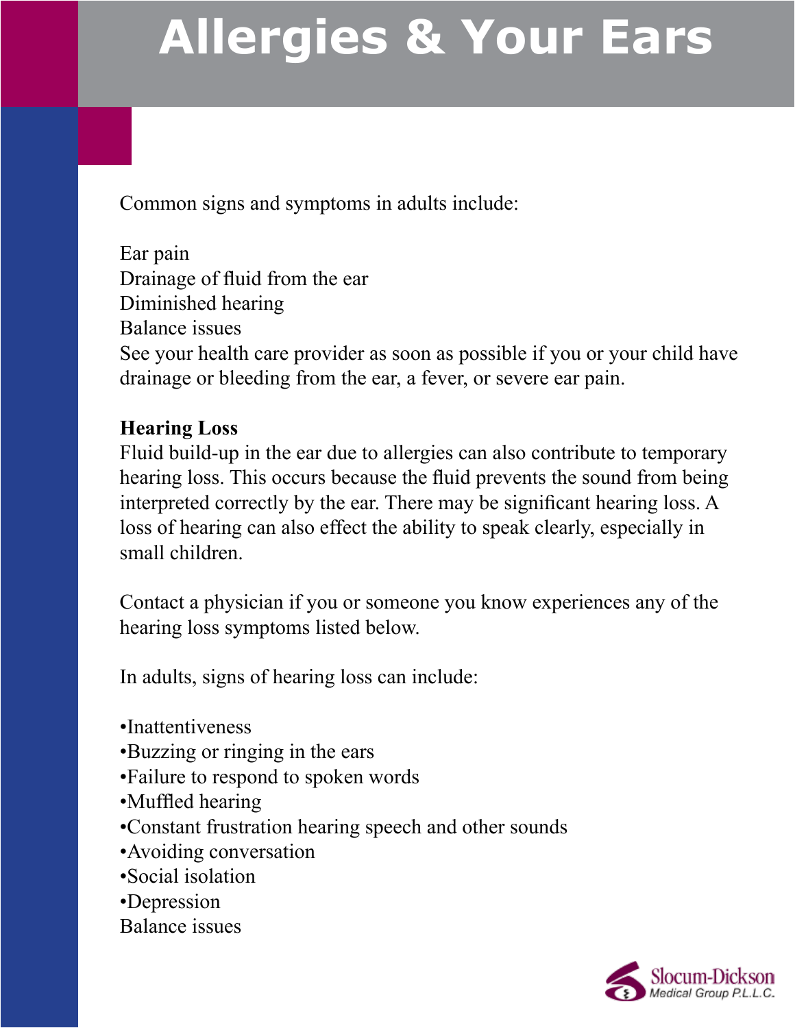# Allergies & Your Ears

Common signs and symptoms in adults include:

Ear pain
Drainage of fluid from the ear
Diminished hearing
Balance issues
See your health care provider as soon as possible if you or your child have drainage or bleeding from the ear, a fever, or severe ear pain.

**Hearing Loss**
Fluid build-up in the ear due to allergies can also contribute to temporary hearing loss. This occurs because the fluid prevents the sound from being interpreted correctly by the ear. There may be significant hearing loss. A loss of hearing can also effect the ability to speak clearly, especially in small children.

Contact a physician if you or someone you know experiences any of the hearing loss symptoms listed below.

In adults, signs of hearing loss can include:

•Inattentiveness
•Buzzing or ringing in the ears
•Failure to respond to spoken words
•Muffled hearing
•Constant frustration hearing speech and other sounds
•Avoiding conversation
•Social isolation
•Depression
Balance issues

Slocum-Dickson Medical Group P.L.L.C.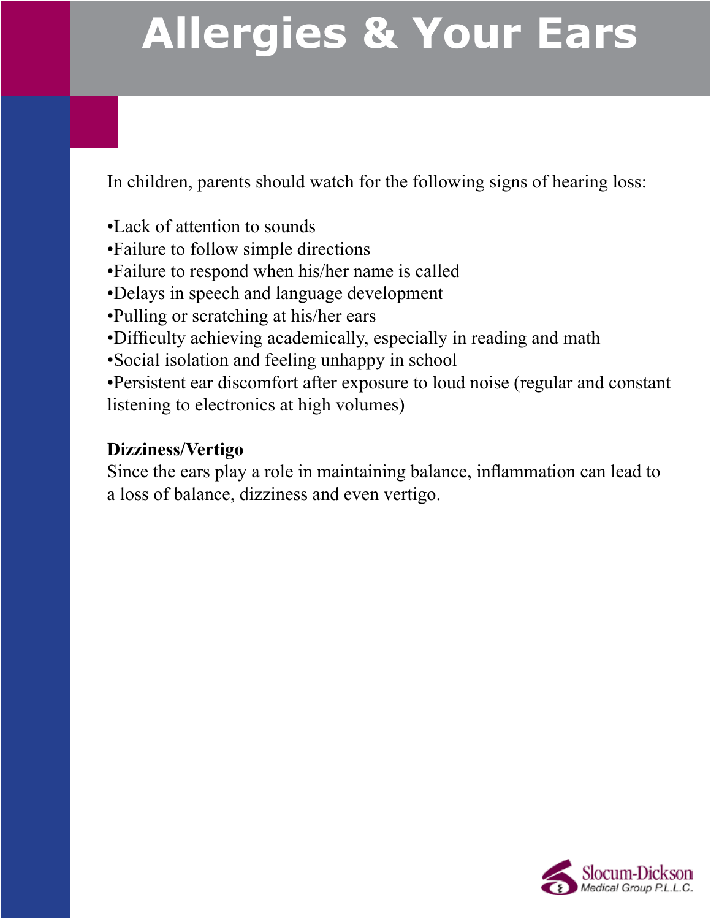# Allergies & Your Ears

In children, parents should watch for the following signs of hearing loss:

- Lack of attention to sounds
- Failure to follow simple directions
- Failure to respond when his/her name is called
- Delays in speech and language development
- Pulling or scratching at his/her ears
- Difficulty achieving academically, especially in reading and math
- Social isolation and feeling unhappy in school
- Persistent ear discomfort after exposure to loud noise (regular and constant listening to electronics at high volumes)

**Dizziness/Vertigo**

Since the ears play a role in maintaining balance, inflammation can lead to a loss of balance, dizziness and even vertigo.

Slocum-Dickson Medical Group P.L.L.C.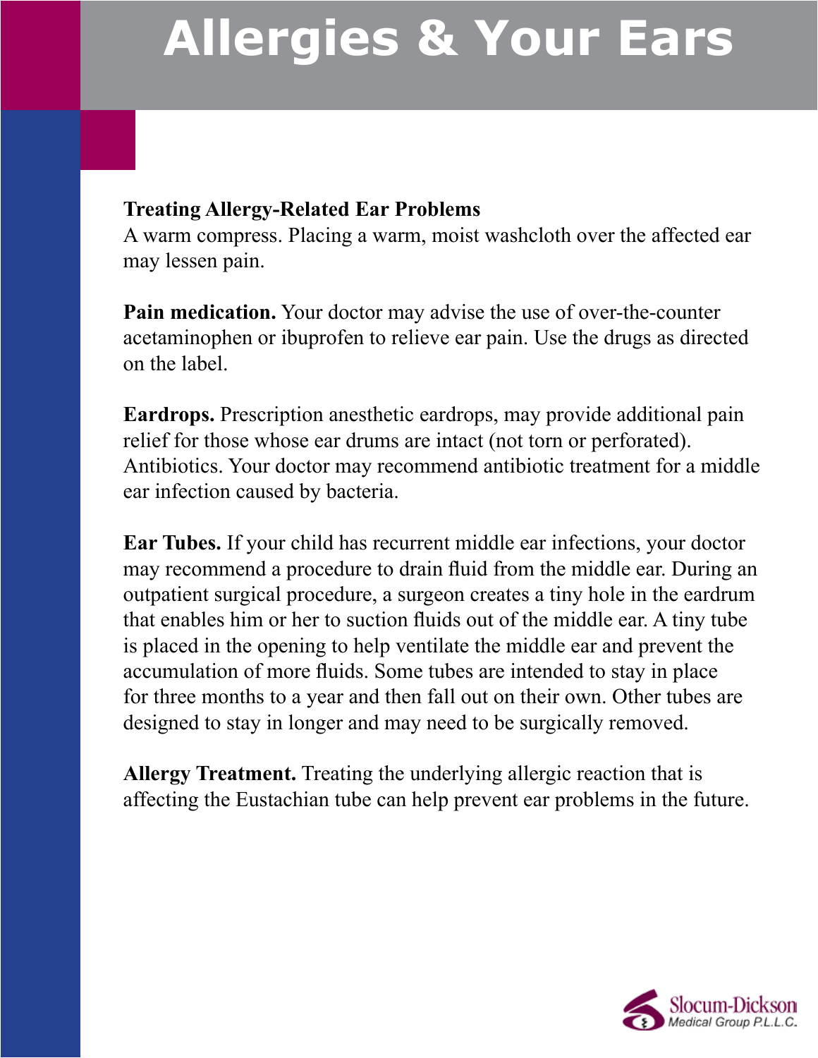# Allergies & Your Ears

**Treating Allergy-Related Ear Problems**
A warm compress. Placing a warm, moist washcloth over the affected ear may lessen pain.

**Pain medication.** Your doctor may advise the use of over-the-counter acetaminophen or ibuprofen to relieve ear pain. Use the drugs as directed on the label.

**Eardrops.** Prescription anesthetic eardrops, may provide additional pain relief for those whose ear drums are intact (not torn or perforated). Antibiotics. Your doctor may recommend antibiotic treatment for a middle ear infection caused by bacteria.

**Ear Tubes.** If your child has recurrent middle ear infections, your doctor may recommend a procedure to drain fluid from the middle ear. During an outpatient surgical procedure, a surgeon creates a tiny hole in the eardrum that enables him or her to suction fluids out of the middle ear. A tiny tube is placed in the opening to help ventilate the middle ear and prevent the accumulation of more fluids. Some tubes are intended to stay in place for three months to a year and then fall out on their own. Other tubes are designed to stay in longer and may need to be surgically removed.

**Allergy Treatment.** Treating the underlying allergic reaction that is affecting the Eustachian tube can help prevent ear problems in the future.

Slocum-Dickson
Medical Group P.L.L.C.